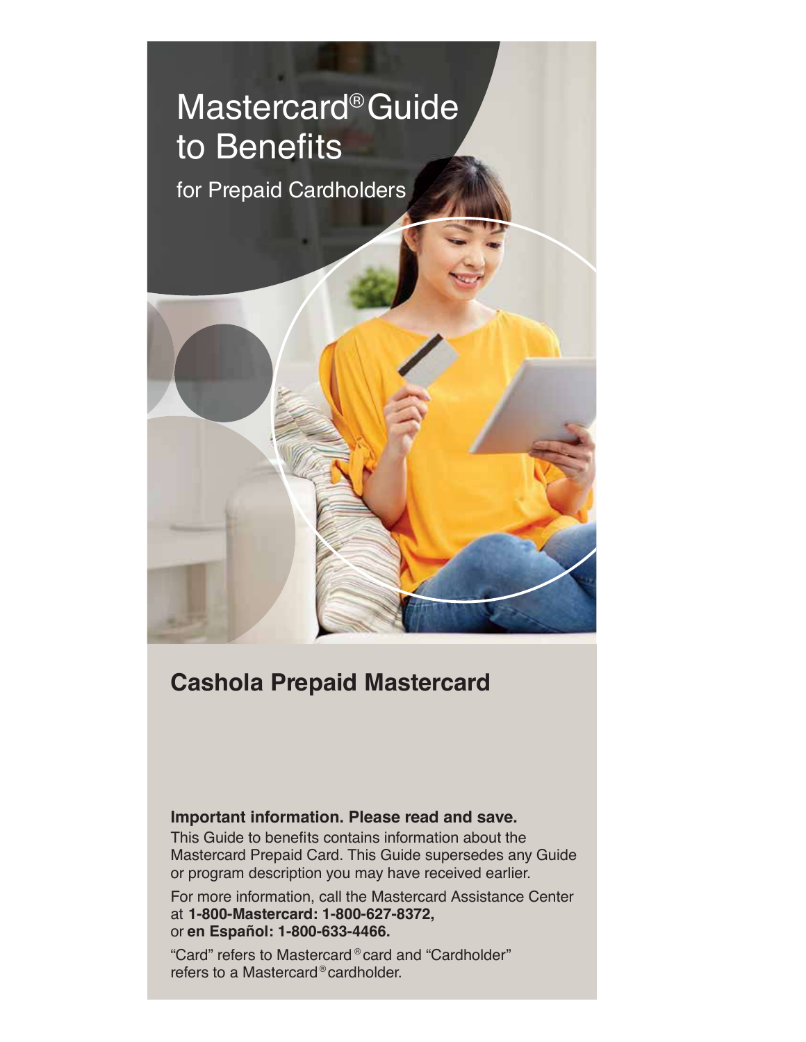# Mastercard® Guide to Benefits

for Prepaid Cardholders

## Cashola Prepaid Mastercard

**Important information. Please read and save.**

This Guide to benefits contains information about the Mastercard Prepaid Card. This Guide supersedes any Guide or program description you may have received earlier.

For more information, call the Mastercard Assistance Center at **1-800-Mastercard: 1-800-627-8372,** or **en Español: 1-800-633-4466.**

"Card" refers to Mastercard® card and "Cardholder" refers to a Mastercard® cardholder.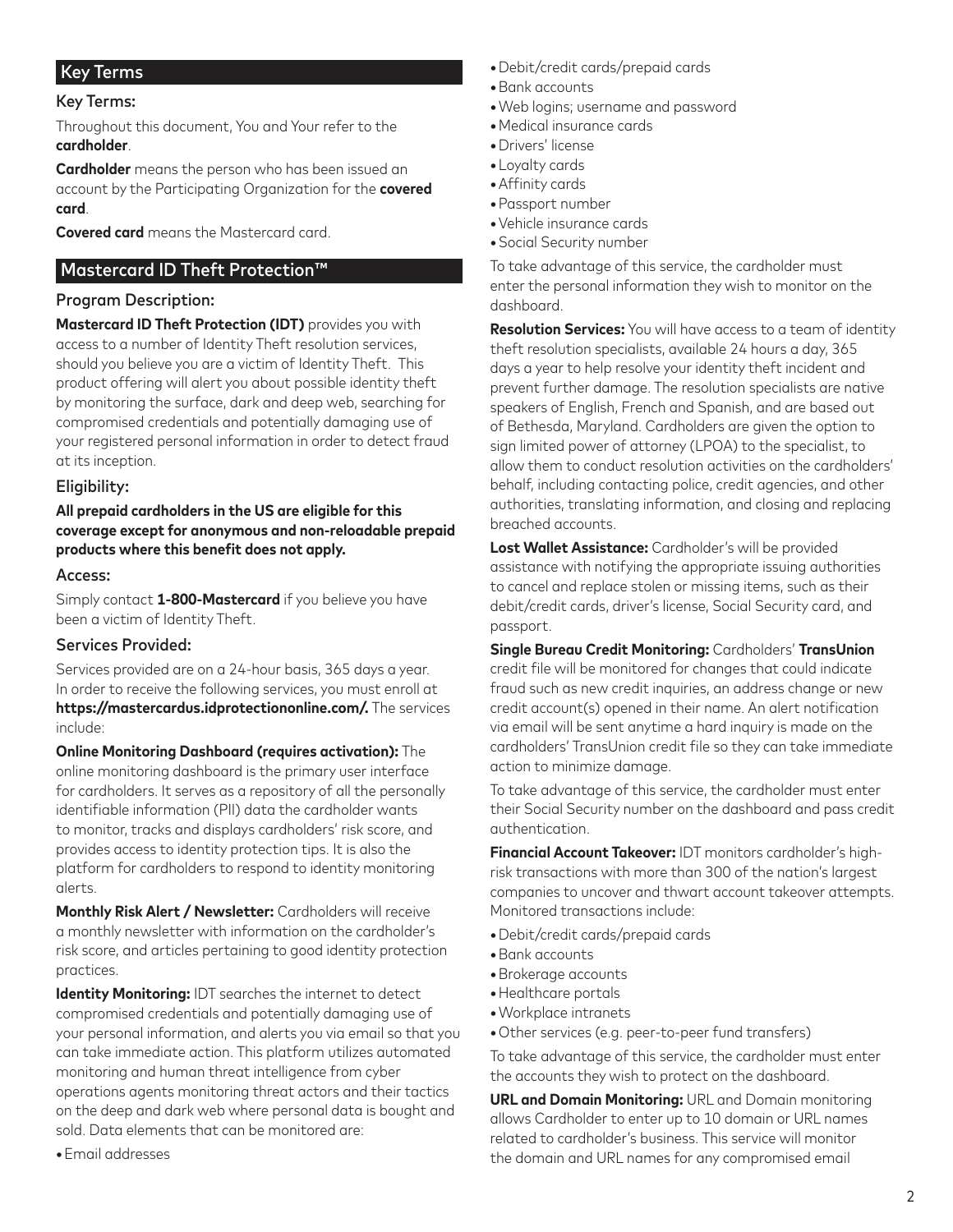## Key Terms

### Key Terms:

Throughout this document, You and Your refer to the **cardholder**.

**Cardholder** means the person who has been issued an account by the Participating Organization for the **covered card**.

**Covered card** means the Mastercard card.

## Mastercard ID Theft Protection™

### Program Description:

**Mastercard ID Theft Protection (IDT)** provides you with access to a number of Identity Theft resolution services, should you believe you are a victim of Identity Theft. This product offering will alert you about possible identity theft by monitoring the surface, dark and deep web, searching for compromised credentials and potentially damaging use of your registered personal information in order to detect fraud at its inception.

### Eligibility:

**All prepaid cardholders in the US are eligible for this coverage except for anonymous and non-reloadable prepaid products where this benefit does not apply.**

### Access:

Simply contact **1-800-Mastercard** if you believe you have been a victim of Identity Theft.

### Services Provided:

Services provided are on a 24-hour basis, 365 days a year. In order to receive the following services, you must enroll at **https://mastercardus.idprotectiononline.com/.** The services include:

**Online Monitoring Dashboard (requires activation):** The online monitoring dashboard is the primary user interface for cardholders. It serves as a repository of all the personally identifiable information (PII) data the cardholder wants to monitor, tracks and displays cardholders' risk score, and provides access to identity protection tips. It is also the platform for cardholders to respond to identity monitoring alerts.

**Monthly Risk Alert / Newsletter:** Cardholders will receive a monthly newsletter with information on the cardholder's risk score, and articles pertaining to good identity protection practices.

**Identity Monitoring:** IDT searches the internet to detect compromised credentials and potentially damaging use of your personal information, and alerts you via email so that you can take immediate action. This platform utilizes automated monitoring and human threat intelligence from cyber operations agents monitoring threat actors and their tactics on the deep and dark web where personal data is bought and sold. Data elements that can be monitored are:

- Email addresses
- Debit/credit cards/prepaid cards
- Bank accounts
- Web logins; username and password
- Medical insurance cards
- Drivers' license
- Loyalty cards
- Affinity cards
- Passport number
- Vehicle insurance cards
- Social Security number

To take advantage of this service, the cardholder must enter the personal information they wish to monitor on the dashboard.

**Resolution Services:** You will have access to a team of identity theft resolution specialists, available 24 hours a day, 365 days a year to help resolve your identity theft incident and prevent further damage. The resolution specialists are native speakers of English, French and Spanish, and are based out of Bethesda, Maryland. Cardholders are given the option to sign limited power of attorney (LPOA) to the specialist, to allow them to conduct resolution activities on the cardholders' behalf, including contacting police, credit agencies, and other authorities, translating information, and closing and replacing breached accounts.

**Lost Wallet Assistance:** Cardholder's will be provided assistance with notifying the appropriate issuing authorities to cancel and replace stolen or missing items, such as their debit/credit cards, driver's license, Social Security card, and passport.

**Single Bureau Credit Monitoring:** Cardholders' **TransUnion** credit file will be monitored for changes that could indicate fraud such as new credit inquiries, an address change or new credit account(s) opened in their name. An alert notification via email will be sent anytime a hard inquiry is made on the cardholders' TransUnion credit file so they can take immediate action to minimize damage.

To take advantage of this service, the cardholder must enter their Social Security number on the dashboard and pass credit authentication.

**Financial Account Takeover:** IDT monitors cardholder's high-risk transactions with more than 300 of the nation's largest companies to uncover and thwart account takeover attempts. Monitored transactions include:

- Debit/credit cards/prepaid cards
- Bank accounts
- Brokerage accounts
- Healthcare portals
- Workplace intranets
- Other services (e.g. peer-to-peer fund transfers)

To take advantage of this service, the cardholder must enter the accounts they wish to protect on the dashboard.

**URL and Domain Monitoring:** URL and Domain monitoring allows Cardholder to enter up to 10 domain or URL names related to cardholder's business. This service will monitor the domain and URL names for any compromised email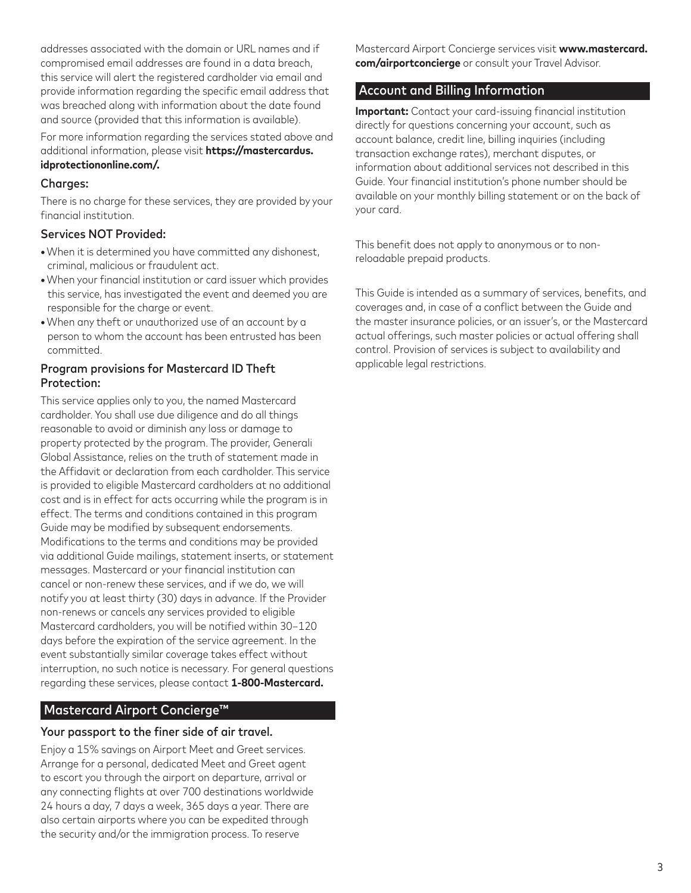addresses associated with the domain or URL names and if compromised email addresses are found in a data breach, this service will alert the registered cardholder via email and provide information regarding the specific email address that was breached along with information about the date found and source (provided that this information is available).

For more information regarding the services stated above and additional information, please visit **https://mastercardus.idprotectiononline.com/.**

### Charges:

There is no charge for these services, they are provided by your financial institution.

### Services NOT Provided:

- When it is determined you have committed any dishonest, criminal, malicious or fraudulent act.
- When your financial institution or card issuer which provides this service, has investigated the event and deemed you are responsible for the charge or event.
- When any theft or unauthorized use of an account by a person to whom the account has been entrusted has been committed.

### Program provisions for Mastercard ID Theft Protection:

This service applies only to you, the named Mastercard cardholder. You shall use due diligence and do all things reasonable to avoid or diminish any loss or damage to property protected by the program. The provider, Generali Global Assistance, relies on the truth of statement made in the Affidavit or declaration from each cardholder. This service is provided to eligible Mastercard cardholders at no additional cost and is in effect for acts occurring while the program is in effect. The terms and conditions contained in this program Guide may be modified by subsequent endorsements. Modifications to the terms and conditions may be provided via additional Guide mailings, statement inserts, or statement messages. Mastercard or your financial institution can cancel or non-renew these services, and if we do, we will notify you at least thirty (30) days in advance. If the Provider non-renews or cancels any services provided to eligible Mastercard cardholders, you will be notified within 30–120 days before the expiration of the service agreement. In the event substantially similar coverage takes effect without interruption, no such notice is necessary. For general questions regarding these services, please contact **1-800-Mastercard.**

## Mastercard Airport Concierge™

### Your passport to the finer side of air travel.

Enjoy a 15% savings on Airport Meet and Greet services. Arrange for a personal, dedicated Meet and Greet agent to escort you through the airport on departure, arrival or any connecting flights at over 700 destinations worldwide 24 hours a day, 7 days a week, 365 days a year. There are also certain airports where you can be expedited through the security and/or the immigration process. To reserve Mastercard Airport Concierge services visit **www.mastercard.com/airportconcierge** or consult your Travel Advisor.

## Account and Billing Information

**Important:** Contact your card-issuing financial institution directly for questions concerning your account, such as account balance, credit line, billing inquiries (including transaction exchange rates), merchant disputes, or information about additional services not described in this Guide. Your financial institution's phone number should be available on your monthly billing statement or on the back of your card.

This benefit does not apply to anonymous or to non-reloadable prepaid products.

This Guide is intended as a summary of services, benefits, and coverages and, in case of a conflict between the Guide and the master insurance policies, or an issuer's, or the Mastercard actual offerings, such master policies or actual offering shall control. Provision of services is subject to availability and applicable legal restrictions.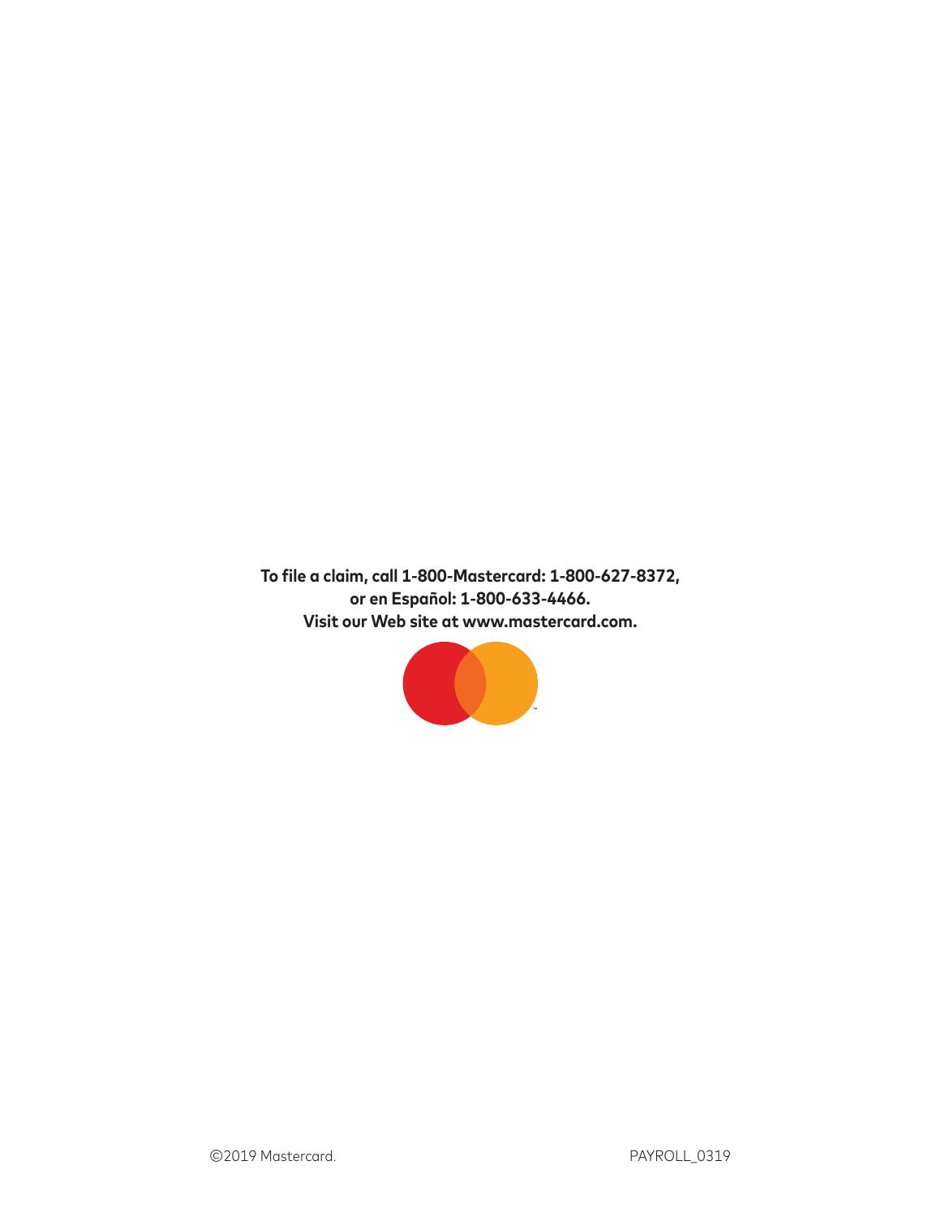**To file a claim, call 1-800-Mastercard: 1-800-627-8372,**
**or en Español: 1-800-633-4466.**
**Visit our Web site at www.mastercard.com.**

©2019 Mastercard.

PAYROLL_0319